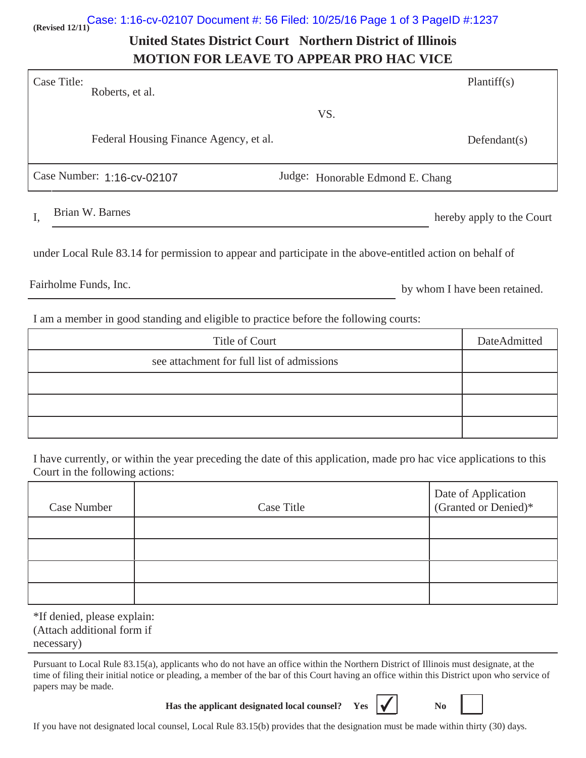(Revised 12/11)

# United States District Court Northern District of Illinois
# MOTION FOR LEAVE TO APPEAR PRO HAC VICE

| | | |
|---|---|---|
| Case Title: Roberts, et al. | | Plantiff(s) |
| | VS. | |
| Federal Housing Finance Agency, et al. | | Defendant(s) |

| | |
|---|---|
| Case Number: 1:16-cv-02107 | Judge: Honorable Edmond E. Chang |

I, Brian W. Barnes hereby apply to the Court

under Local Rule 83.14 for permission to appear and participate in the above-entitled action on behalf of

Fairholme Funds, Inc. by whom I have been retained.

I am a member in good standing and eligible to practice before the following courts:

| Title of Court | DateAdmitted |
|---|---|
| see attachment for full list of admissions | |
| | |
| | |
| | |

I have currently, or within the year preceding the date of this application, made pro hac vice applications to this Court in the following actions:

| Case Number | Case Title | Date of Application (Granted or Denied)* |
|---|---|---|
| | | |
| | | |
| | | |
| | | |

*If denied, please explain:
(Attach additional form if necessary)

Pursuant to Local Rule 83.15(a), applicants who do not have an office within the Northern District of Illinois must designate, at the time of filing their initial notice or pleading, a member of the bar of this Court having an office within this District upon who service of papers may be made.

**Has the applicant designated local counsel?** **Yes** ☑ **No** ☐

If you have not designated local counsel, Local Rule 83.15(b) provides that the designation must be made within thirty (30) days.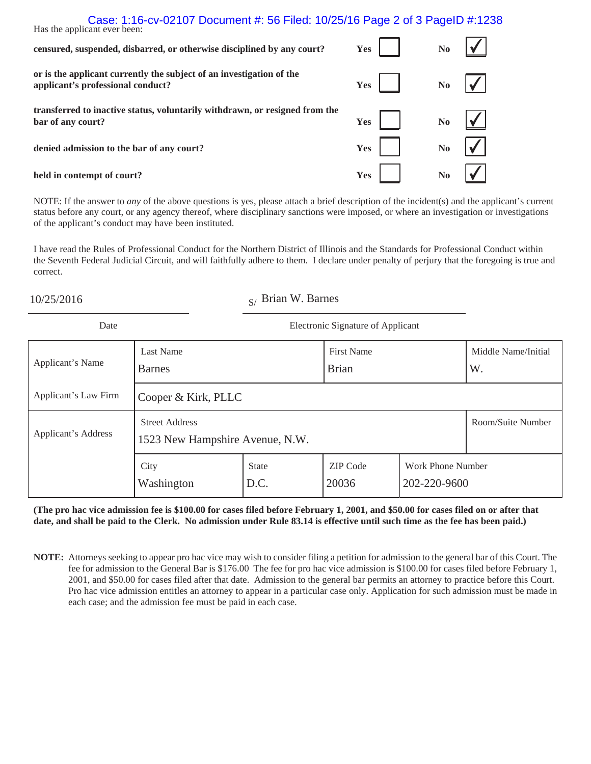Has the applicant ever been:

| | Yes | No |
|---|---|---|
| **censured, suspended, disbarred, or otherwise disciplined by any court?** | ☐ | ☑ |
| **or is the applicant currently the subject of an investigation of the applicant's professional conduct?** | ☐ | ☑ |
| **transferred to inactive status, voluntarily withdrawn, or resigned from the bar of any court?** | ☐ | ☑ |
| **denied admission to the bar of any court?** | ☐ | ☑ |
| **held in contempt of court?** | ☐ | ☑ |

NOTE: If the answer to *any* of the above questions is yes, please attach a brief description of the incident(s) and the applicant's current status before any court, or any agency thereof, where disciplinary sanctions were imposed, or where an investigation or investigations of the applicant's conduct may have been instituted.

I have read the Rules of Professional Conduct for the Northern District of Illinois and the Standards for Professional Conduct within the Seventh Federal Judicial Circuit, and will faithfully adhere to them. I declare under penalty of perjury that the foregoing is true and correct.

10/25/2016 — Date

S/ Brian W. Barnes — Electronic Signature of Applicant

| | | | | |
|---|---|---|---|---|
| Applicant's Name | Last Name: Barnes | | First Name: Brian | Middle Name/Initial: W. |
| Applicant's Law Firm | Cooper & Kirk, PLLC | | | |
| Applicant's Address | Street Address: 1523 New Hampshire Avenue, N.W. | | | Room/Suite Number: |
| | City: Washington | State: D.C. | ZIP Code: 20036 | Work Phone Number: 202-220-9600 |

**(The pro hac vice admission fee is $100.00 for cases filed before February 1, 2001, and $50.00 for cases filed on or after that date, and shall be paid to the Clerk. No admission under Rule 83.14 is effective until such time as the fee has been paid.)**

**NOTE:** Attorneys seeking to appear pro hac vice may wish to consider filing a petition for admission to the general bar of this Court. The fee for admission to the General Bar is $176.00 The fee for pro hac vice admission is $100.00 for cases filed before February 1, 2001, and $50.00 for cases filed after that date. Admission to the general bar permits an attorney to practice before this Court. Pro hac vice admission entitles an attorney to appear in a particular case only. Application for such admission must be made in each case; and the admission fee must be paid in each case.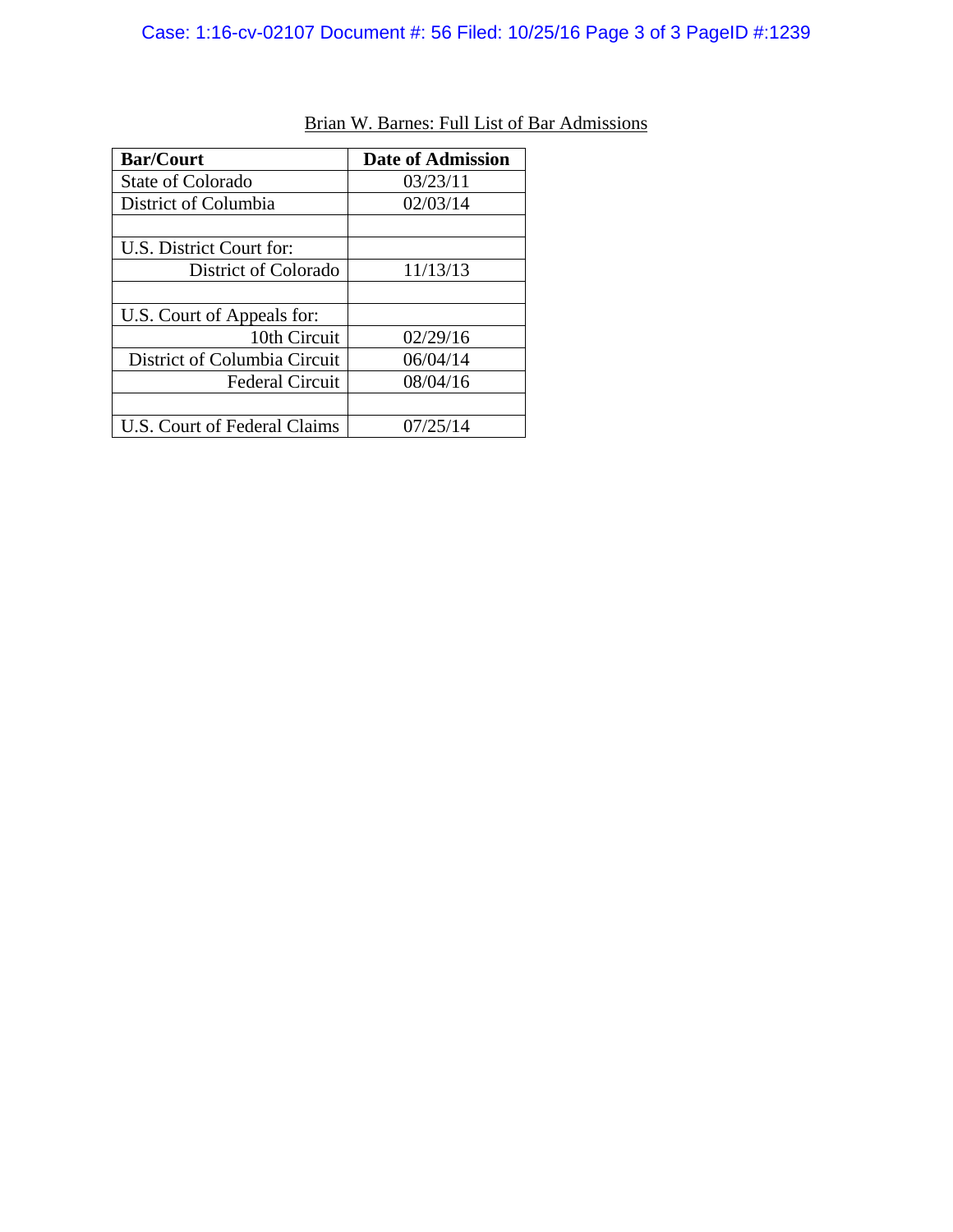Brian W. Barnes: Full List of Bar Admissions

| **Bar/Court** | **Date of Admission** |
| --- | --- |
| State of Colorado | 03/23/11 |
| District of Columbia | 02/03/14 |
| | |
| U.S. District Court for: | |
| District of Colorado | 11/13/13 |
| | |
| U.S. Court of Appeals for: | |
| 10th Circuit | 02/29/16 |
| District of Columbia Circuit | 06/04/14 |
| Federal Circuit | 08/04/16 |
| | |
| U.S. Court of Federal Claims | 07/25/14 |